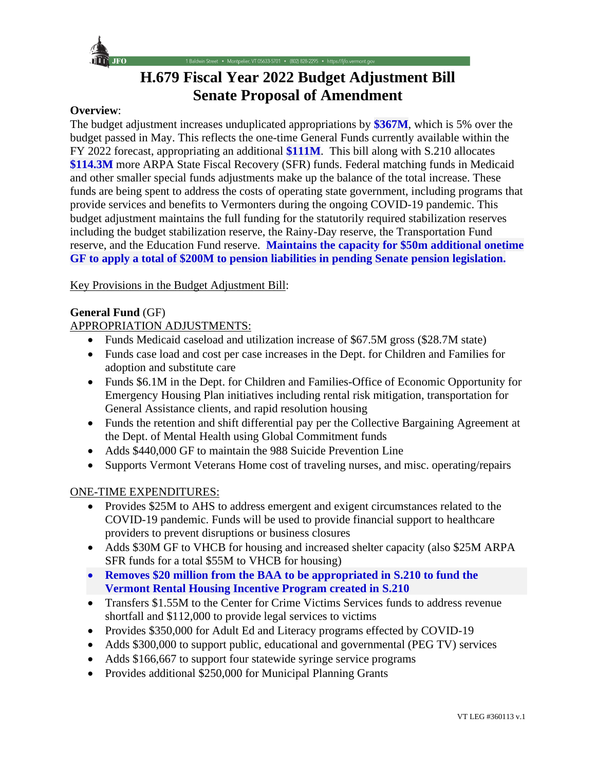# H.679 Fiscal Year 2022 Budget Adjustment Bill
# Senate Proposal of Amendment

**Overview**:

The budget adjustment increases unduplicated appropriations by **$367M**, which is 5% over the budget passed in May. This reflects the one-time General Funds currently available within the FY 2022 forecast, appropriating an additional **$111M**. This bill along with S.210 allocates **$114.3M** more ARPA State Fiscal Recovery (SFR) funds. Federal matching funds in Medicaid and other smaller special funds adjustments make up the balance of the total increase. These funds are being spent to address the costs of operating state government, including programs that provide services and benefits to Vermonters during the ongoing COVID-19 pandemic. This budget adjustment maintains the full funding for the statutorily required stabilization reserves including the budget stabilization reserve, the Rainy-Day reserve, the Transportation Fund reserve, and the Education Fund reserve. **Maintains the capacity for $50m additional onetime GF to apply a total of $200M to pension liabilities in pending Senate pension legislation.**

Key Provisions in the Budget Adjustment Bill:

**General Fund** (GF)

APPROPRIATION ADJUSTMENTS:

- Funds Medicaid caseload and utilization increase of $67.5M gross ($28.7M state)
- Funds case load and cost per case increases in the Dept. for Children and Families for adoption and substitute care
- Funds $6.1M in the Dept. for Children and Families-Office of Economic Opportunity for Emergency Housing Plan initiatives including rental risk mitigation, transportation for General Assistance clients, and rapid resolution housing
- Funds the retention and shift differential pay per the Collective Bargaining Agreement at the Dept. of Mental Health using Global Commitment funds
- Adds $440,000 GF to maintain the 988 Suicide Prevention Line
- Supports Vermont Veterans Home cost of traveling nurses, and misc. operating/repairs

ONE-TIME EXPENDITURES:

- Provides $25M to AHS to address emergent and exigent circumstances related to the COVID-19 pandemic. Funds will be used to provide financial support to healthcare providers to prevent disruptions or business closures
- Adds $30M GF to VHCB for housing and increased shelter capacity (also $25M ARPA SFR funds for a total $55M to VHCB for housing)
- **Removes $20 million from the BAA to be appropriated in S.210 to fund the Vermont Rental Housing Incentive Program created in S.210**
- Transfers $1.55M to the Center for Crime Victims Services funds to address revenue shortfall and $112,000 to provide legal services to victims
- Provides $350,000 for Adult Ed and Literacy programs effected by COVID-19
- Adds $300,000 to support public, educational and governmental (PEG TV) services
- Adds $166,667 to support four statewide syringe service programs
- Provides additional $250,000 for Municipal Planning Grants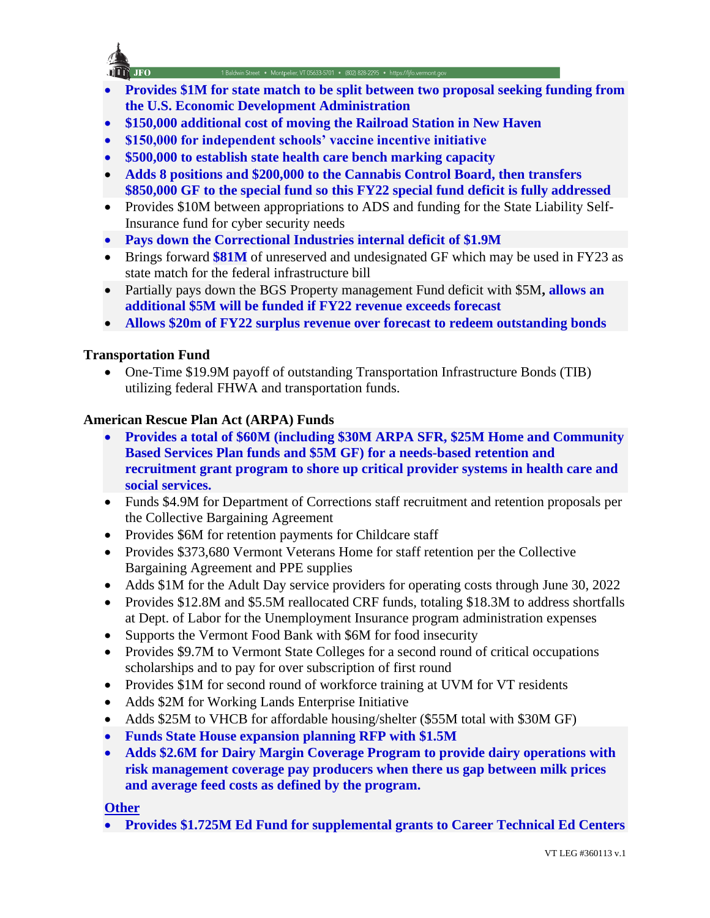- **Provides $1M for state match to be split between two proposal seeking funding from the U.S. Economic Development Administration**
- **$150,000 additional cost of moving the Railroad Station in New Haven**
- **$150,000 for independent schools' vaccine incentive initiative**
- **$500,000 to establish state health care bench marking capacity**
- **Adds 8 positions and $200,000 to the Cannabis Control Board, then transfers $850,000 GF to the special fund so this FY22 special fund deficit is fully addressed**
- Provides $10M between appropriations to ADS and funding for the State Liability Self-Insurance fund for cyber security needs
- **Pays down the Correctional Industries internal deficit of $1.9M**
- Brings forward **$81M** of unreserved and undesignated GF which may be used in FY23 as state match for the federal infrastructure bill
- Partially pays down the BGS Property management Fund deficit with $5M**, allows an additional $5M will be funded if FY22 revenue exceeds forecast**
- **Allows $20m of FY22 surplus revenue over forecast to redeem outstanding bonds**

### Transportation Fund

- One-Time $19.9M payoff of outstanding Transportation Infrastructure Bonds (TIB) utilizing federal FHWA and transportation funds.

### American Rescue Plan Act (ARPA) Funds

- **Provides a total of $60M (including $30M ARPA SFR, $25M Home and Community Based Services Plan funds and $5M GF) for a needs-based retention and recruitment grant program to shore up critical provider systems in health care and social services.**
- Funds $4.9M for Department of Corrections staff recruitment and retention proposals per the Collective Bargaining Agreement
- Provides $6M for retention payments for Childcare staff
- Provides $373,680 Vermont Veterans Home for staff retention per the Collective Bargaining Agreement and PPE supplies
- Adds $1M for the Adult Day service providers for operating costs through June 30, 2022
- Provides $12.8M and $5.5M reallocated CRF funds, totaling $18.3M to address shortfalls at Dept. of Labor for the Unemployment Insurance program administration expenses
- Supports the Vermont Food Bank with $6M for food insecurity
- Provides $9.7M to Vermont State Colleges for a second round of critical occupations scholarships and to pay for over subscription of first round
- Provides $1M for second round of workforce training at UVM for VT residents
- Adds $2M for Working Lands Enterprise Initiative
- Adds $25M to VHCB for affordable housing/shelter ($55M total with $30M GF)
- **Funds State House expansion planning RFP with $1.5M**
- **Adds $2.6M for Dairy Margin Coverage Program to provide dairy operations with risk management coverage pay producers when there us gap between milk prices and average feed costs as defined by the program.**

**Other**

- **Provides $1.725M Ed Fund for supplemental grants to Career Technical Ed Centers**